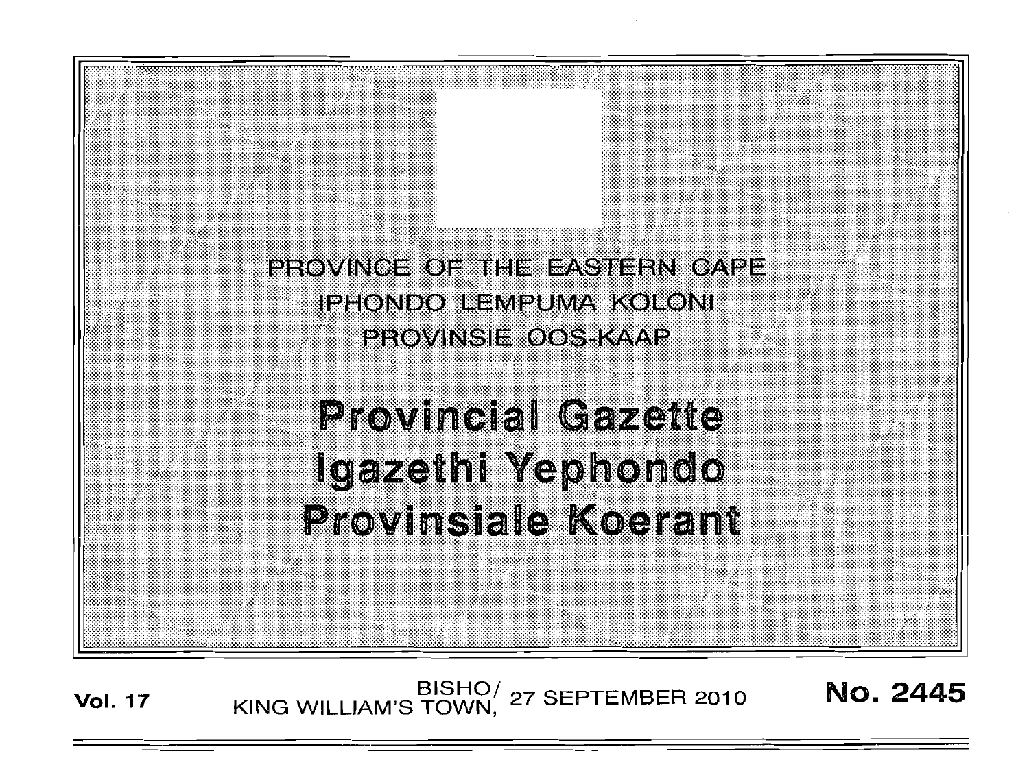PROVINCE OF THE EASTERN CAPE
IPHONDO LEMPUMA KOLONI
PROVINSIE OOS-KAAP

# Provincial Gazette
# Igazethi Yephondo
# Provinsiale Koerant

**Vol. 17** BISHO/ KING WILLIAM'S TOWN, 27 SEPTEMBER 2010 **No. 2445**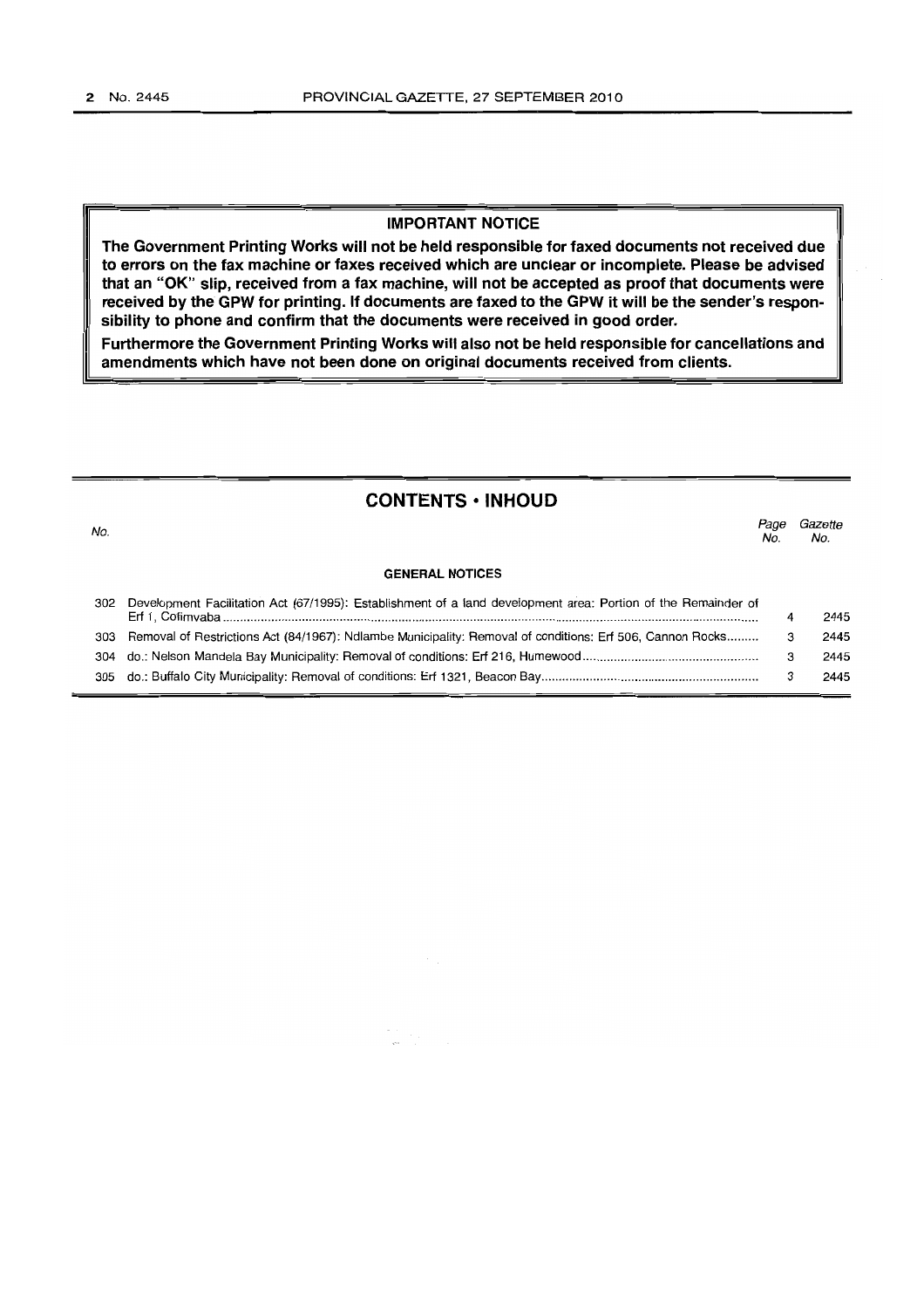**IMPORTANT NOTICE**

**The Government Printing Works will not be held responsible for faxed documents not received due to errors on the fax machine or faxes received which are unclear or incomplete. Please be advised that an "OK" slip, received from a fax machine, will not be accepted as proof that documents were received by the GPW for printing. If documents are faxed to the GPW it will be the sender's responsibility to phone and confirm that the documents were received in good order.**

**Furthermore the Government Printing Works will also not be held responsible for cancellations and amendments which have not been done on original documents received from clients.**

## CONTENTS • INHOUD

| *No.* | | *Page No.* | *Gazette No.* |
|---|---|---|---|
| | **GENERAL NOTICES** | | |
| 302 | Development Facilitation Act (67/1995): Establishment of a land development area: Portion of the Remainder of Erf 1, Cofimvaba | 4 | 2445 |
| 303 | Removal of Restrictions Act (84/1967): Ndlambe Municipality: Removal of conditions: Erf 506, Cannon Rocks | 3 | 2445 |
| 304 | do.: Nelson Mandela Bay Municipality: Removal of conditions: Erf 216, Humewood | 3 | 2445 |
| 305 | do.: Buffalo City Municipality: Removal of conditions: Erf 1321, Beacon Bay | 3 | 2445 |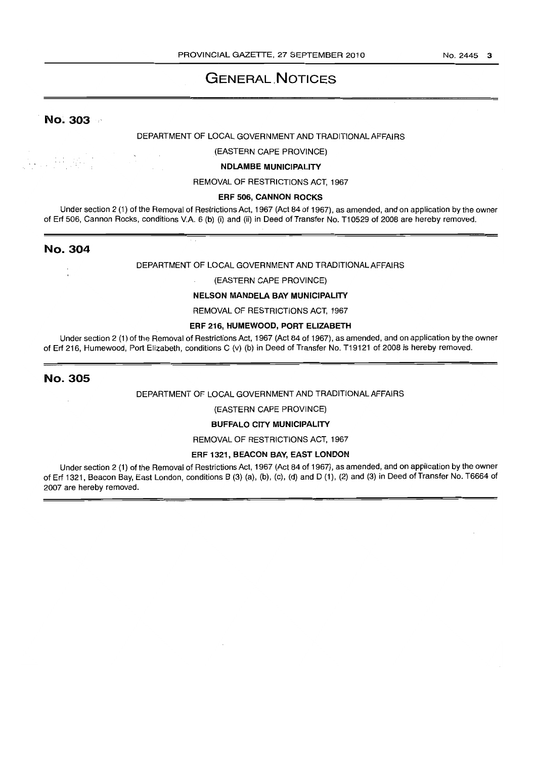# GENERAL NOTICES

## No. 303

DEPARTMENT OF LOCAL GOVERNMENT AND TRADITIONAL AFFAIRS

(EASTERN CAPE PROVINCE)

**NDLAMBE MUNICIPALITY**

REMOVAL OF RESTRICTIONS ACT, 1967

**ERF 506, CANNON ROCKS**

Under section 2 (1) of the Removal of Restrictions Act, 1967 (Act 84 of 1967), as amended, and on application by the owner of Erf 506, Cannon Rocks, conditions V.A. 6 (b) (i) and (ii) in Deed of Transfer No. T10529 of 2008 are hereby removed.

## No. 304

DEPARTMENT OF LOCAL GOVERNMENT AND TRADITIONAL AFFAIRS

(EASTERN CAPE PROVINCE)

**NELSON MANDELA BAY MUNICIPALITY**

REMOVAL OF RESTRICTIONS ACT, 1967

**ERF 216, HUMEWOOD, PORT ELIZABETH**

Under section 2 (1) of the Removal of Restrictions Act, 1967 (Act 84 of 1967), as amended, and on application by the owner of Erf 216, Humewood, Port Elizabeth, conditions C (v) (b) in Deed of Transfer No. T19121 of 2008 is hereby removed.

## No. 305

DEPARTMENT OF LOCAL GOVERNMENT AND TRADITIONAL AFFAIRS

(EASTERN CAPE PROVINCE)

**BUFFALO CITY MUNICIPALITY**

REMOVAL OF RESTRICTIONS ACT, 1967

**ERF 1321, BEACON BAY, EAST LONDON**

Under section 2 (1) of the Removal of Restrictions Act, 1967 (Act 84 of 1967), as amended, and on application by the owner of Erf 1321, Beacon Bay, East London, conditions B (3) (a), (b), (c), (d) and D (1), (2) and (3) in Deed of Transfer No. T6664 of 2007 are hereby removed.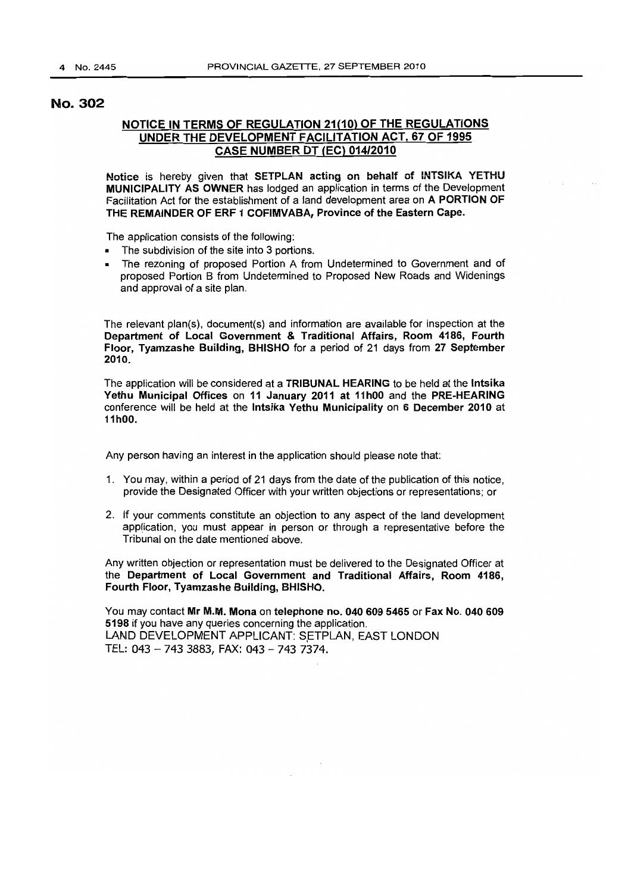## No. 302

### NOTICE IN TERMS OF REGULATION 21(10) OF THE REGULATIONS UNDER THE DEVELOPMENT FACILITATION ACT, 67 OF 1995 CASE NUMBER DT (EC) 014/2010

Notice is hereby given that **SETPLAN acting on behalf of INTSIKA YETHU MUNICIPALITY AS OWNER** has lodged an application in terms of the Development Facilitation Act for the establishment of a land development area on **A PORTION OF THE REMAINDER OF ERF 1 COFIMVABA, Province of the Eastern Cape.**

The application consists of the following:

- The subdivision of the site into 3 portions.
- The rezoning of proposed Portion A from Undetermined to Government and of proposed Portion B from Undetermined to Proposed New Roads and Widenings and approval of a site plan.

The relevant plan(s), document(s) and information are available for inspection at the **Department of Local Government & Traditional Affairs, Room 4186, Fourth Floor, Tyamzashe Building, BHISHO** for a period of 21 days from **27 September 2010.**

The application will be considered at a **TRIBUNAL HEARING** to be held at the **Intsika Yethu Municipal Offices** on **11 January 2011 at 11h00** and the **PRE-HEARING** conference will be held at the **Intsika Yethu Municipality** on **6 December 2010** at **11h00.**

Any person having an interest in the application should please note that:

1. You may, within a period of 21 days from the date of the publication of this notice, provide the Designated Officer with your written objections or representations; or
2. If your comments constitute an objection to any aspect of the land development application, you must appear in person or through a representative before the Tribunal on the date mentioned above.

Any written objection or representation must be delivered to the Designated Officer at the **Department of Local Government and Traditional Affairs, Room 4186, Fourth Floor, Tyamzashe Building, BHISHO.**

You may contact **Mr M.M. Mona** on **telephone no. 040 609 5465** or **Fax No. 040 609 5198** if you have any queries concerning the application.
LAND DEVELOPMENT APPLICANT: SETPLAN, EAST LONDON
TEL: 043 – 743 3883, FAX: 043 – 743 7374.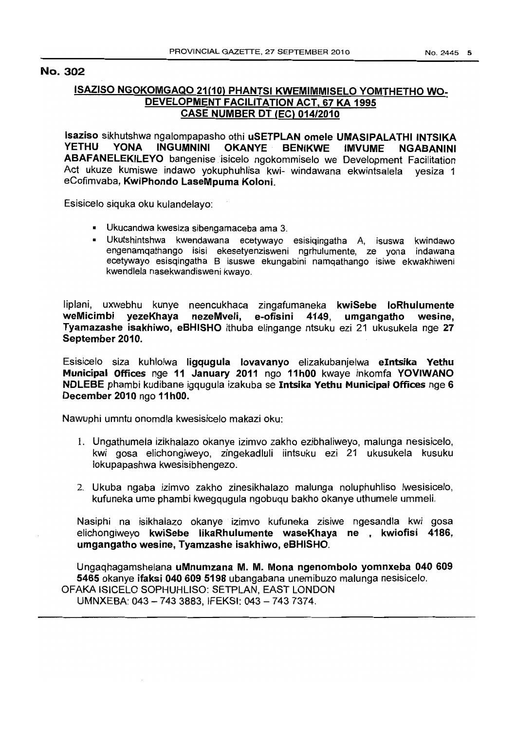**No. 302**

**ISAZISO NGOKOMGAQO 21(10) PHANTSI KWEMIMMISELO YOMTHETHO WO-DEVELOPMENT FACILITATION ACT, 67 KA 1995**
**CASE NUMBER DT (EC) 014/2010**

**Isaziso** sikhutshwa ngalompapasho othi **uSETPLAN omele UMASIPALATHI INTSIKA YETHU YONA INGUMNINI OKANYE BENIKWE IMVUME NGABANINI ABAFANELEKILEYO** bangenise isicelo ngokommiselo we Development Facilitation Act ukuze kumiswe indawo yokuphuhlisa kwi- windawana ekwintsalela yesiza 1 eCofimvaba, **KwiPhondo LaseMpuma Koloni.**

Esisicelo siquka oku kulandelayo:

- Ukucandwa kwesiza sibengamaceba ama 3.
- Ukutshintshwa kwendawana ecetywayo esisiqingatha A, isuswa kwindawo engenamqathango isisi ekesetyenzisweni ngrhulumente, ze yona indawana ecetywayo esisqingatha B isuswe ekungabini namqathango isiwe ekwakhiweni kwendlela nasekwandisweni kwayo.

Iiplani, uxwebhu kunye neencukhaca zingafumaneka **kwiSebe loRhulumente weMicimbi yezeKhaya nezeMveli, e-ofisini 4149, umgangatho wesine, Tyamazashe isakhiwo, eBHISHO** ithuba elingange ntsuku ezi 21 ukusukela nge **27 September 2010.**

Esisicelo siza kuhlolwa **ligqugula lovavanyo** elizakubanjelwa **eIntsika Yethu Municipal Offices** nge **11 January 2011** ngo **11h00** kwaye inkomfa **YOVIWANO NDLEBE** phambi kudibane igqugula izakuba se **Intsika Yethu Municipal Offices** nge **6 December 2010** ngo **11h00.**

Nawuphi umntu onomdla kwesisicelo makazi oku:

1. Ungathumela izikhalazo okanye izimvo zakho ezibhaliweyo, malunga nesisicelo, kwi gosa elichongiweyo, zingekadluli iintsuku ezi 21 ukusukela kusuku lokupapashwa kwesisibhengezo.
2. Ukuba ngaba izimvo zakho zinesikhalazo malunga noluphuhliso lwesisicelo, kufuneka ume phambi kwegqugula ngobuqu bakho okanye uthumele ummeli.

Nasiphi na isikhalazo okanye izimvo kufuneka zisiwe ngesandla kwi gosa elichongiweyo **kwiSebe likaRhulumente waseKhaya ne , kwiofisi 4186, umgangatho wesine, Tyamzashe isakhiwo, eBHISHO.**

Ungaqhagamshelana **uMnumzana M. M. Mona ngenombolo yomnxeba 040 609 5465** okanye **ifaksi 040 609 5198** ubangabana unemibuzo malunga nesisicelo.
OFAKA ISICELO SOPHUHLISO: SETPLAN, EAST LONDON
UMNXEBA: 043 – 743 3883, IFEKSI: 043 – 743 7374.